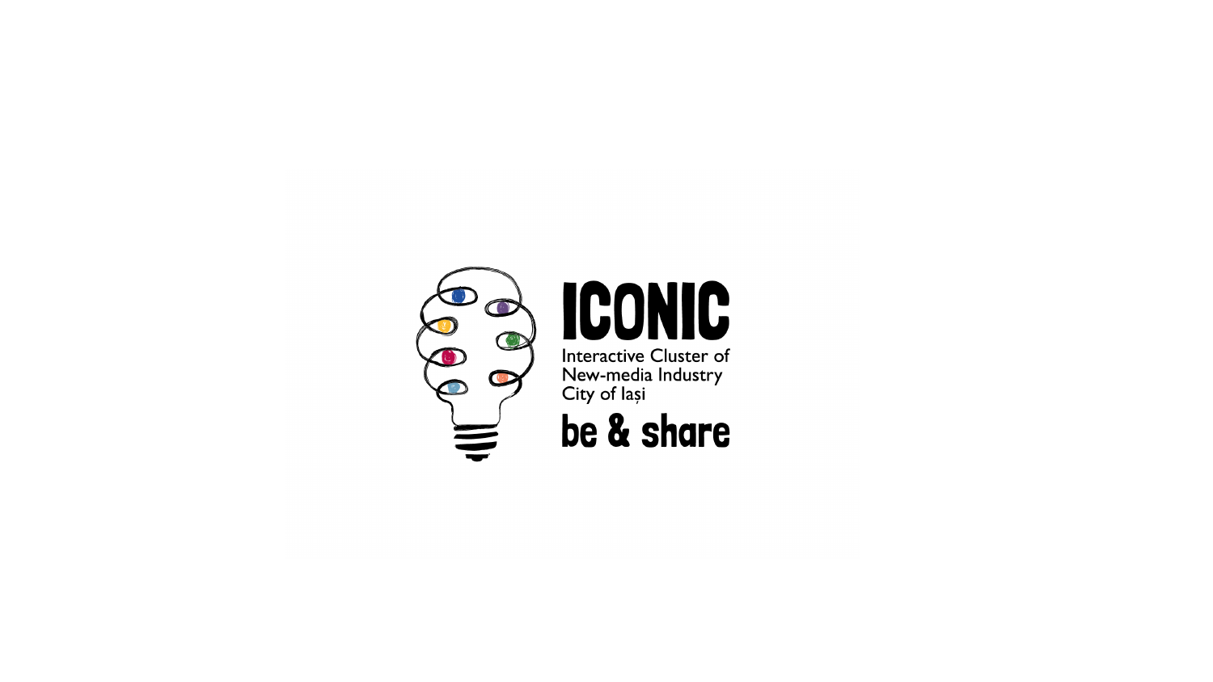# ICONIC

Interactive Cluster of New-media Industry City of Iași

**be & share**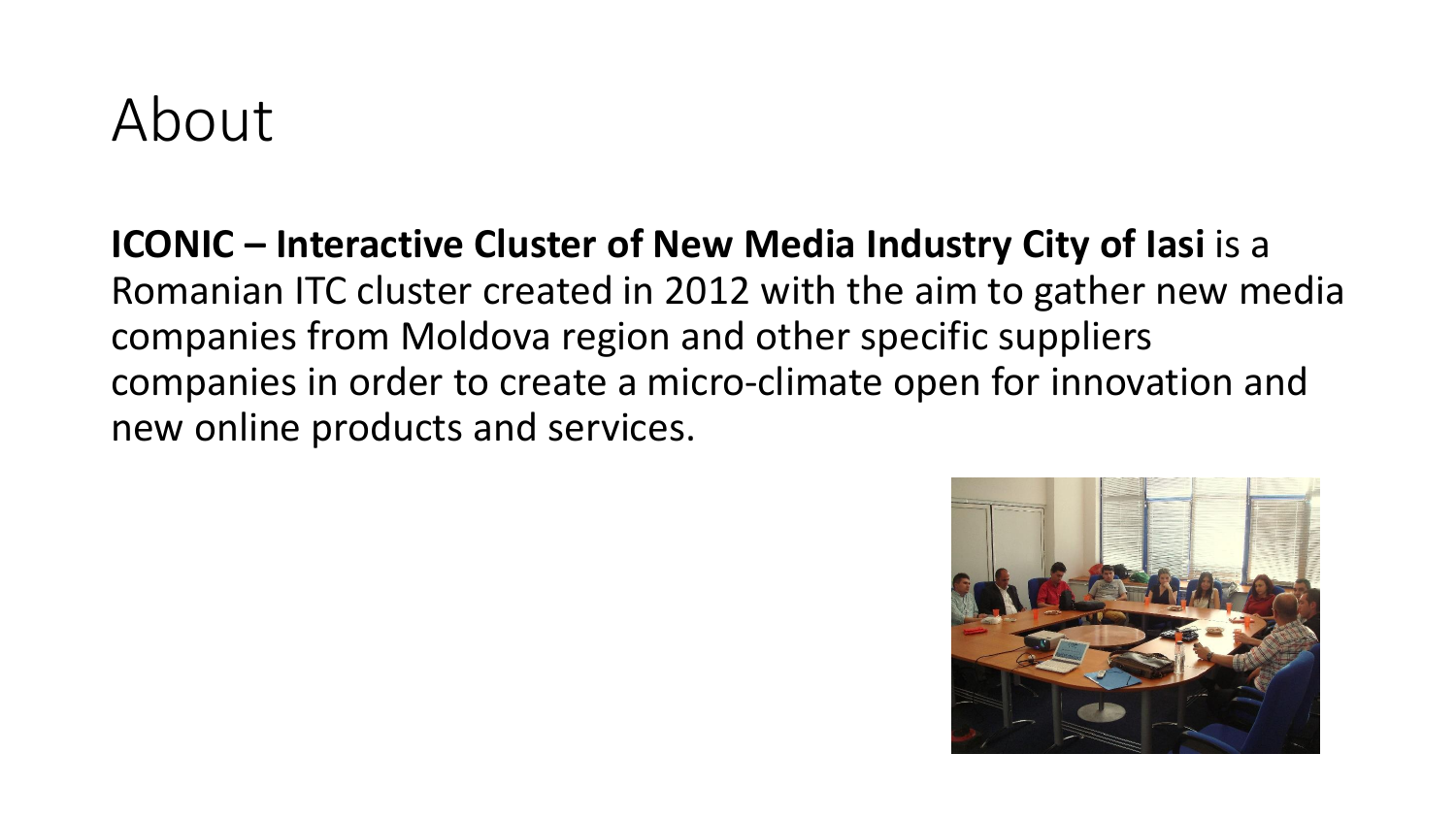# About

**ICONIC – Interactive Cluster of New Media Industry City of Iasi** is a Romanian ITC cluster created in 2012 with the aim to gather new media companies from Moldova region and other specific suppliers companies in order to create a micro-climate open for innovation and new online products and services.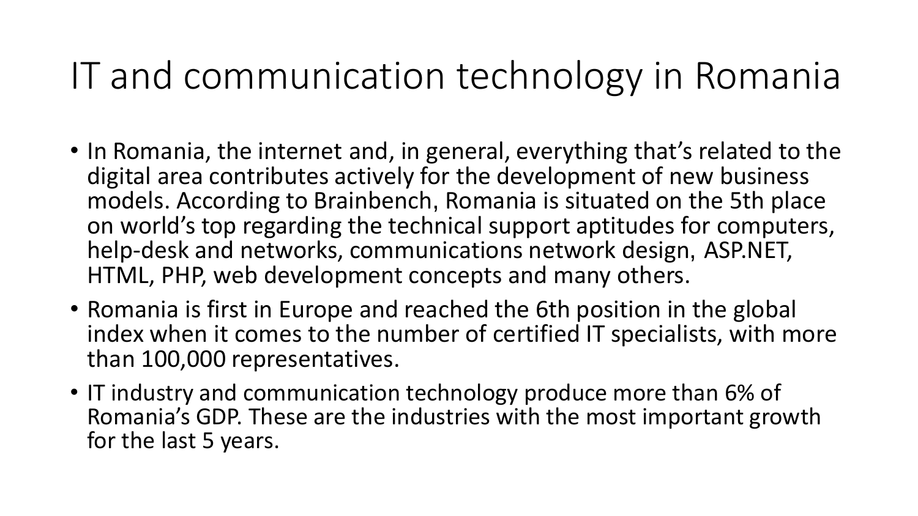# IT and communication technology in Romania

- In Romania, the internet and, in general, everything that's related to the digital area contributes actively for the development of new business models. According to Brainbench, Romania is situated on the 5th place on world's top regarding the technical support aptitudes for computers, help-desk and networks, communications network design, ASP.NET, HTML, PHP, web development concepts and many others.
- Romania is first in Europe and reached the 6th position in the global index when it comes to the number of certified IT specialists, with more than 100,000 representatives.
- IT industry and communication technology produce more than 6% of Romania's GDP. These are the industries with the most important growth for the last 5 years.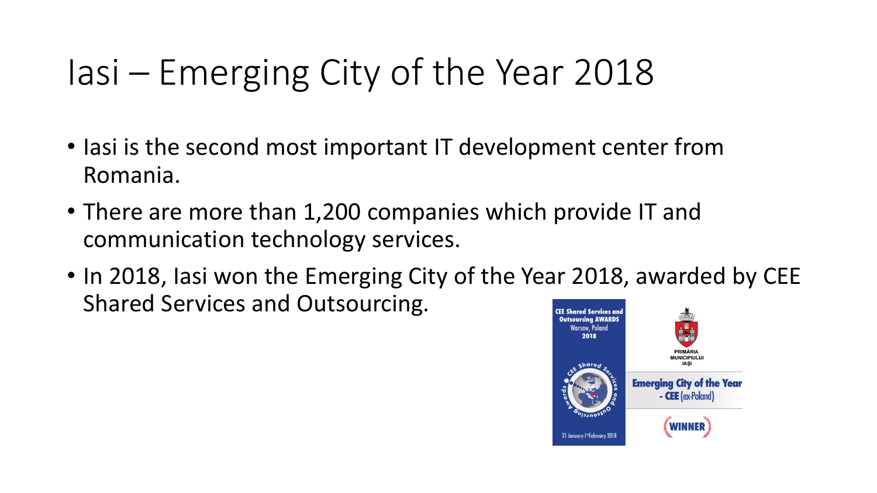# Iasi – Emerging City of the Year 2018

- Iasi is the second most important IT development center from Romania.
- There are more than 1,200 companies which provide IT and communication technology services.
- In 2018, Iasi won the Emerging City of the Year 2018, awarded by CEE Shared Services and Outsourcing.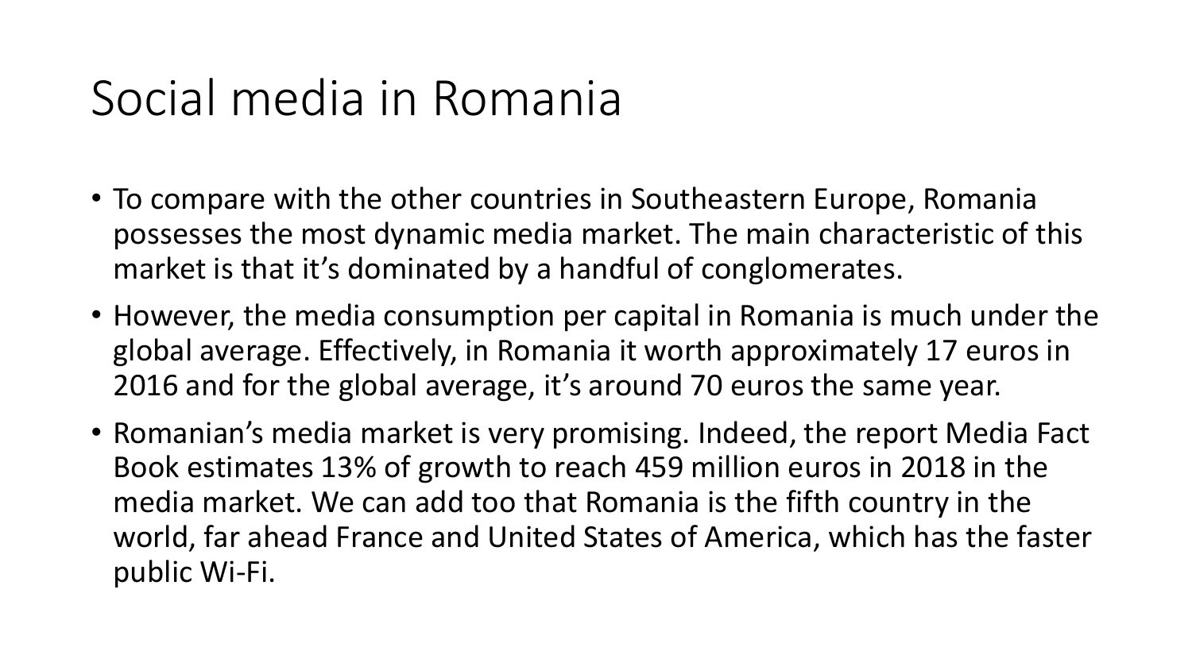# Social media in Romania

- To compare with the other countries in Southeastern Europe, Romania possesses the most dynamic media market. The main characteristic of this market is that it's dominated by a handful of conglomerates.
- However, the media consumption per capital in Romania is much under the global average. Effectively, in Romania it worth approximately 17 euros in 2016 and for the global average, it's around 70 euros the same year.
- Romanian's media market is very promising. Indeed, the report Media Fact Book estimates 13% of growth to reach 459 million euros in 2018 in the media market. We can add too that Romania is the fifth country in the world, far ahead France and United States of America, which has the faster public Wi-Fi.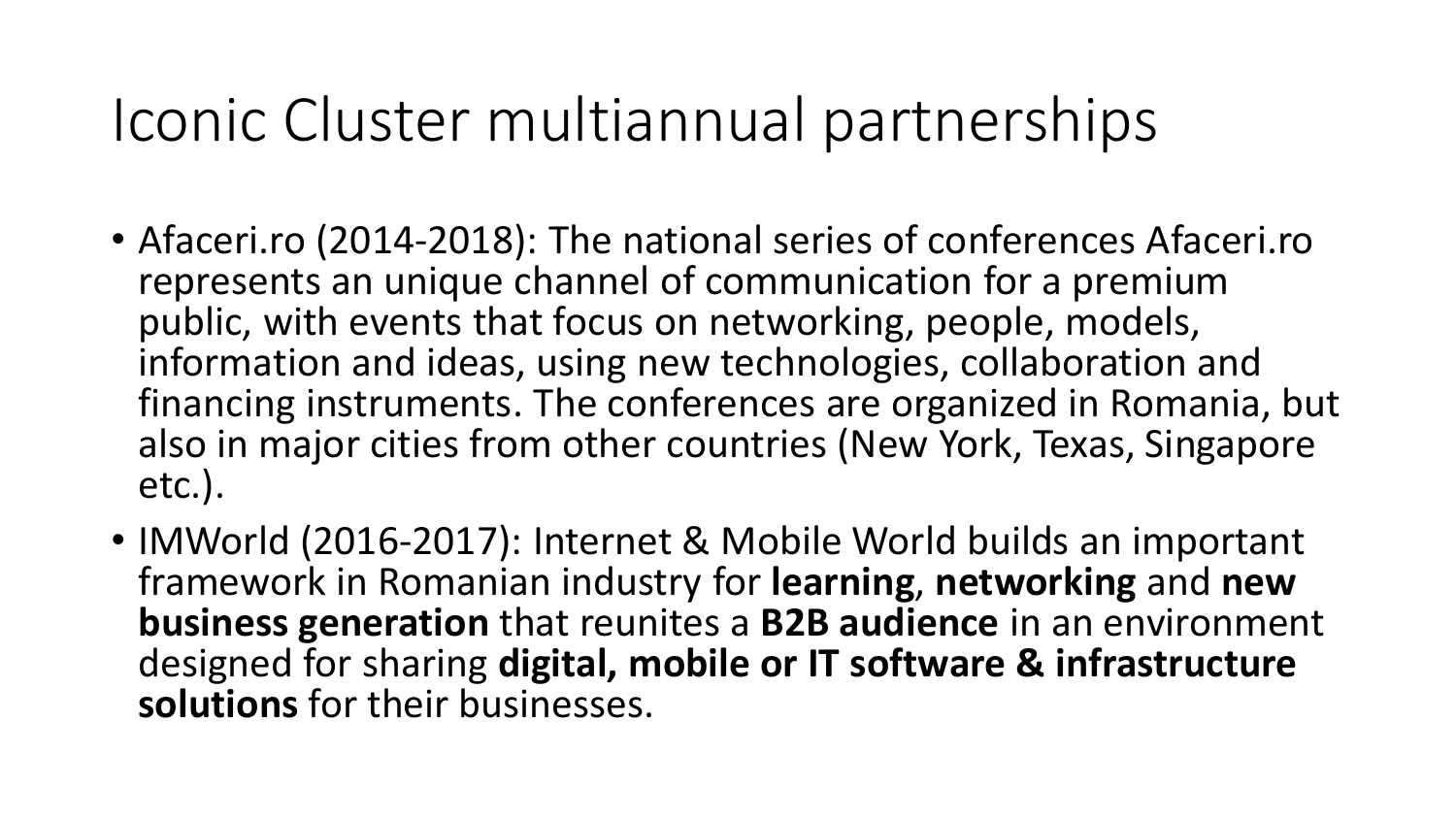# Iconic Cluster multiannual partnerships

- Afaceri.ro (2014-2018): The national series of conferences Afaceri.ro represents an unique channel of communication for a premium public, with events that focus on networking, people, models, information and ideas, using new technologies, collaboration and financing instruments. The conferences are organized in Romania, but also in major cities from other countries (New York, Texas, Singapore etc.).
- IMWorld (2016-2017): Internet & Mobile World builds an important framework in Romanian industry for **learning**, **networking** and **new business generation** that reunites a **B2B audience** in an environment designed for sharing **digital, mobile or IT software & infrastructure solutions** for their businesses.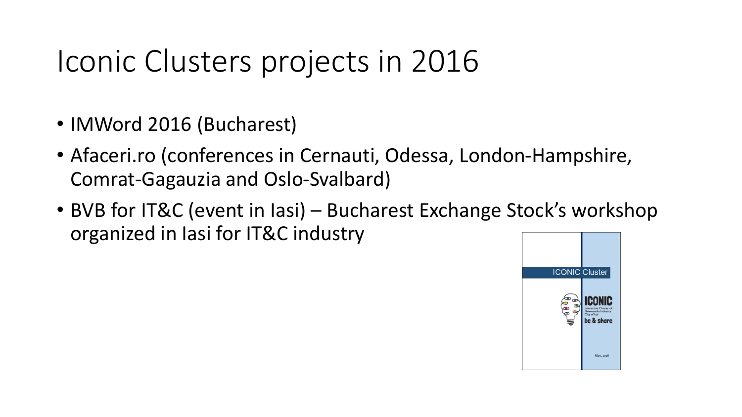# Iconic Clusters projects in 2016

- IMWord 2016 (Bucharest)
- Afaceri.ro (conferences in Cernauti, Odessa, London-Hampshire, Comrat-Gagauzia and Oslo-Svalbard)
- BVB for IT&C (event in Iasi) – Bucharest Exchange Stock's workshop organized in Iasi for IT&C industry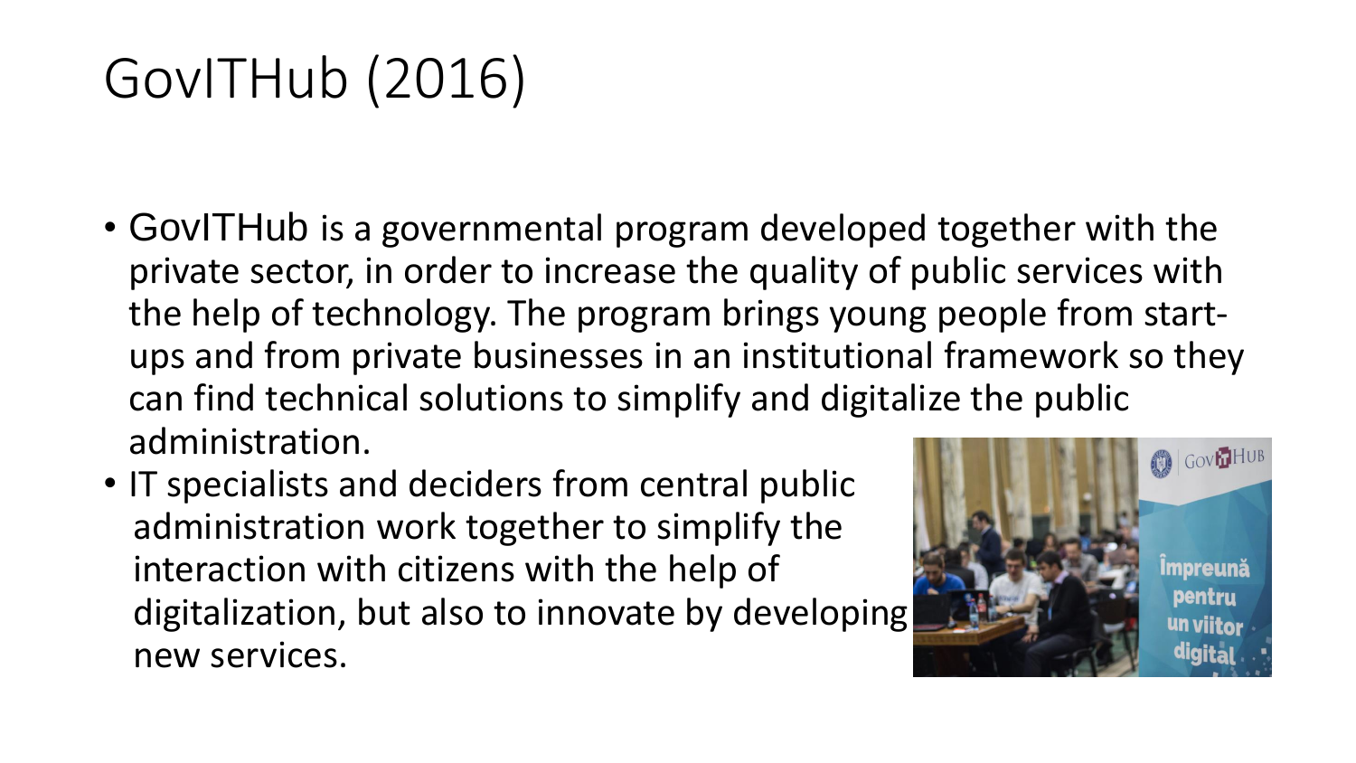# GovITHub (2016)

- GovITHub is a governmental program developed together with the private sector, in order to increase the quality of public services with the help of technology. The program brings young people from start-ups and from private businesses in an institutional framework so they can find technical solutions to simplify and digitalize the public administration.
- IT specialists and deciders from central public administration work together to simplify the interaction with citizens with the help of digitalization, but also to innovate by developing new services.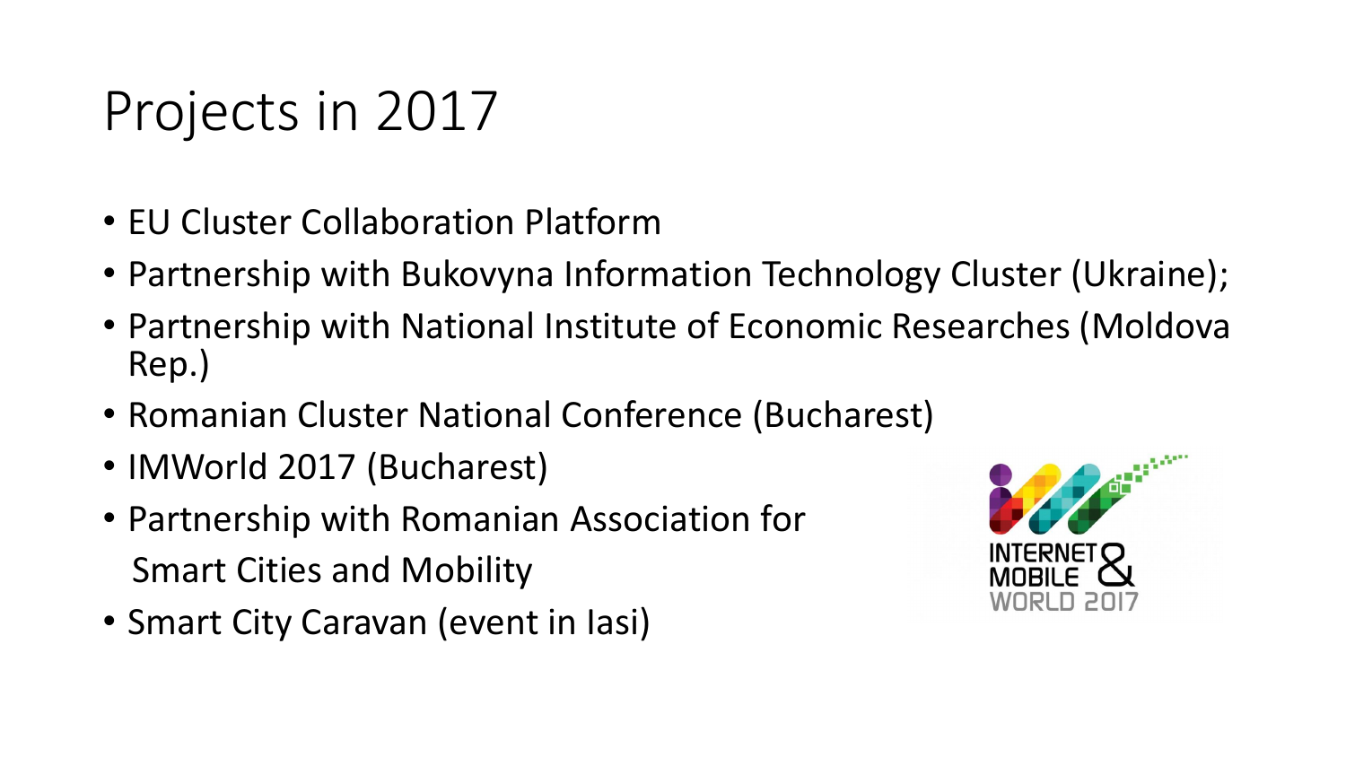# Projects in 2017

- EU Cluster Collaboration Platform
- Partnership with Bukovyna Information Technology Cluster (Ukraine);
- Partnership with National Institute of Economic Researches (Moldova Rep.)
- Romanian Cluster National Conference (Bucharest)
- IMWorld 2017 (Bucharest)
- Partnership with Romanian Association for Smart Cities and Mobility
- Smart City Caravan (event in Iasi)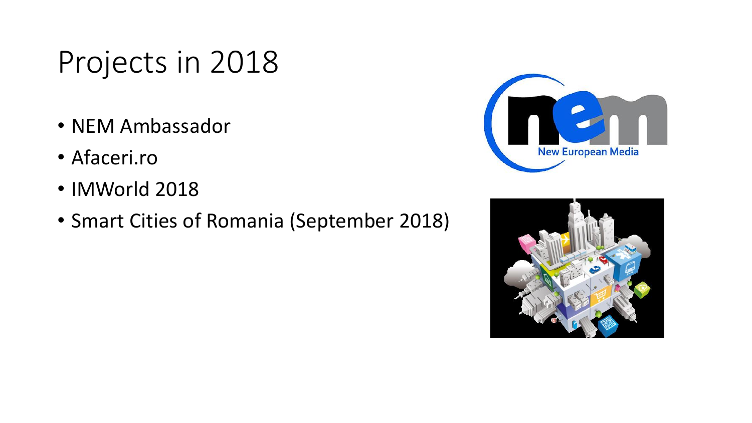# Projects in 2018

- NEM Ambassador
- Afaceri.ro
- IMWorld 2018
- Smart Cities of Romania (September 2018)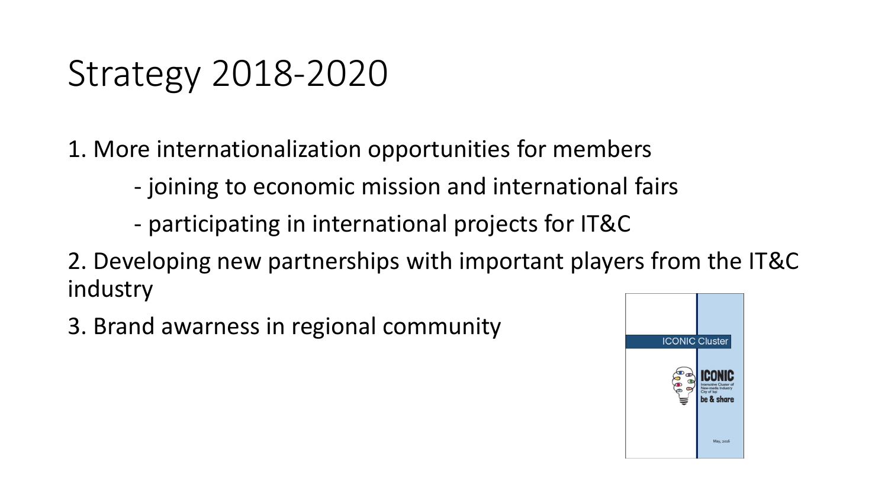# Strategy 2018-2020

1. More internationalization opportunities for members
   - joining to economic mission and international fairs
   - participating in international projects for IT&C
2. Developing new partnerships with important players from the IT&C industry
3. Brand awarness in regional community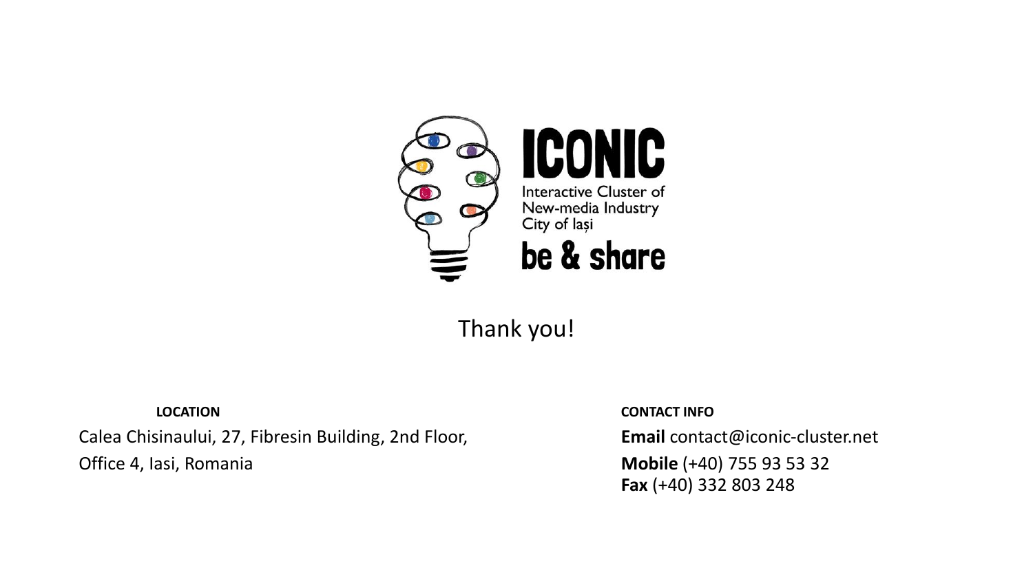ICONIC

Interactive Cluster of New-media Industry City of Iași

be & share

Thank you!

**LOCATION**

Calea Chisinaului, 27, Fibresin Building, 2nd Floor, Office 4, Iasi, Romania

**CONTACT INFO**

**Email** contact@iconic-cluster.net

**Mobile** (+40) 755 93 53 32

**Fax** (+40) 332 803 248